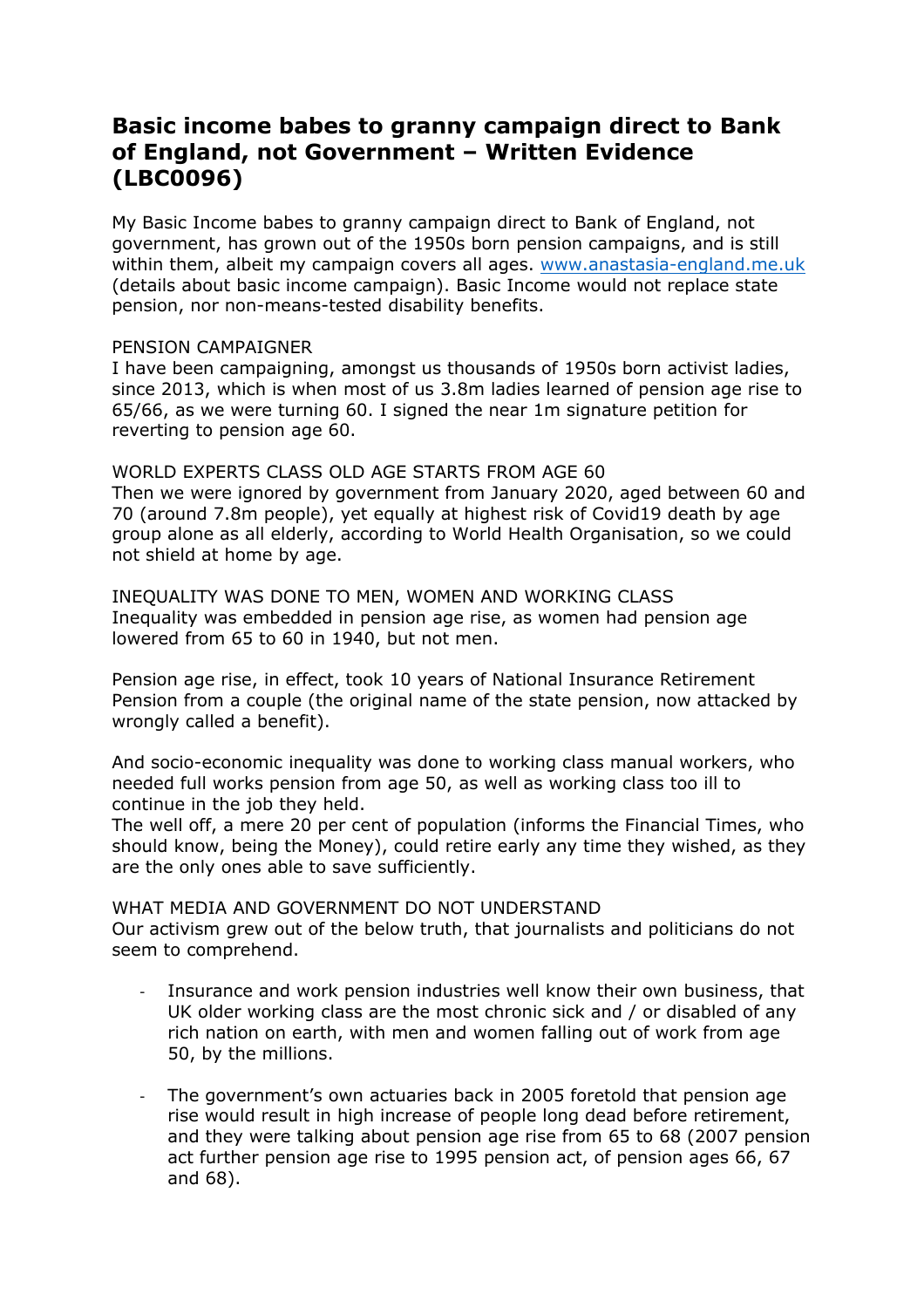# Basic income babes to granny campaign direct to Bank of England, not Government – Written Evidence (LBC0096)

My Basic Income babes to granny campaign direct to Bank of England, not government, has grown out of the 1950s born pension campaigns, and is still within them, albeit my campaign covers all ages. [www.anastasia-england.me.uk](http://www.anastasia-england.me.uk) (details about basic income campaign). Basic Income would not replace state pension, nor non-means-tested disability benefits.

PENSION CAMPAIGNER

I have been campaigning, amongst us thousands of 1950s born activist ladies, since 2013, which is when most of us 3.8m ladies learned of pension age rise to 65/66, as we were turning 60. I signed the near 1m signature petition for reverting to pension age 60.

WORLD EXPERTS CLASS OLD AGE STARTS FROM AGE 60

Then we were ignored by government from January 2020, aged between 60 and 70 (around 7.8m people), yet equally at highest risk of Covid19 death by age group alone as all elderly, according to World Health Organisation, so we could not shield at home by age.

INEQUALITY WAS DONE TO MEN, WOMEN AND WORKING CLASS

Inequality was embedded in pension age rise, as women had pension age lowered from 65 to 60 in 1940, but not men.

Pension age rise, in effect, took 10 years of National Insurance Retirement Pension from a couple (the original name of the state pension, now attacked by wrongly called a benefit).

And socio-economic inequality was done to working class manual workers, who needed full works pension from age 50, as well as working class too ill to continue in the job they held.
The well off, a mere 20 per cent of population (informs the Financial Times, who should know, being the Money), could retire early any time they wished, as they are the only ones able to save sufficiently.

WHAT MEDIA AND GOVERNMENT DO NOT UNDERSTAND

Our activism grew out of the below truth, that journalists and politicians do not seem to comprehend.

- Insurance and work pension industries well know their own business, that UK older working class are the most chronic sick and / or disabled of any rich nation on earth, with men and women falling out of work from age 50, by the millions.

- The government's own actuaries back in 2005 foretold that pension age rise would result in high increase of people long dead before retirement, and they were talking about pension age rise from 65 to 68 (2007 pension act further pension age rise to 1995 pension act, of pension ages 66, 67 and 68).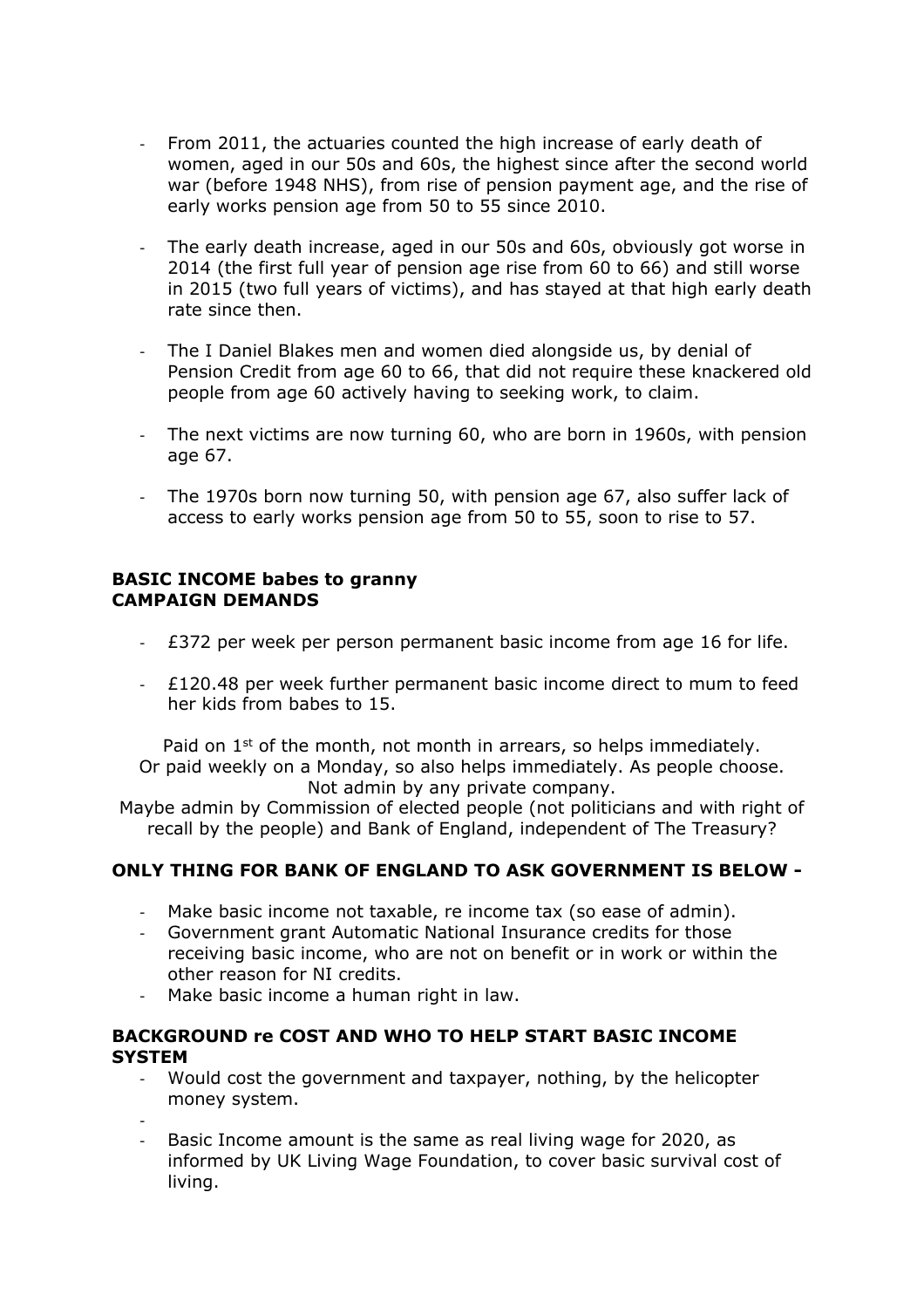- From 2011, the actuaries counted the high increase of early death of women, aged in our 50s and 60s, the highest since after the second world war (before 1948 NHS), from rise of pension payment age, and the rise of early works pension age from 50 to 55 since 2010.

- The early death increase, aged in our 50s and 60s, obviously got worse in 2014 (the first full year of pension age rise from 60 to 66) and still worse in 2015 (two full years of victims), and has stayed at that high early death rate since then.

- The I Daniel Blakes men and women died alongside us, by denial of Pension Credit from age 60 to 66, that did not require these knackered old people from age 60 actively having to seeking work, to claim.

- The next victims are now turning 60, who are born in 1960s, with pension age 67.

- The 1970s born now turning 50, with pension age 67, also suffer lack of access to early works pension age from 50 to 55, soon to rise to 57.

**BASIC INCOME babes to granny**
**CAMPAIGN DEMANDS**

- £372 per week per person permanent basic income from age 16 for life.

- £120.48 per week further permanent basic income direct to mum to feed her kids from babes to 15.

Paid on 1st of the month, not month in arrears, so helps immediately.
Or paid weekly on a Monday, so also helps immediately. As people choose.
Not admin by any private company.
Maybe admin by Commission of elected people (not politicians and with right of recall by the people) and Bank of England, independent of The Treasury?

**ONLY THING FOR BANK OF ENGLAND TO ASK GOVERNMENT IS BELOW -**

- Make basic income not taxable, re income tax (so ease of admin).
- Government grant Automatic National Insurance credits for those receiving basic income, who are not on benefit or in work or within the other reason for NI credits.
- Make basic income a human right in law.

**BACKGROUND re COST AND WHO TO HELP START BASIC INCOME SYSTEM**

- Would cost the government and taxpayer, nothing, by the helicopter money system.
-
- Basic Income amount is the same as real living wage for 2020, as informed by UK Living Wage Foundation, to cover basic survival cost of living.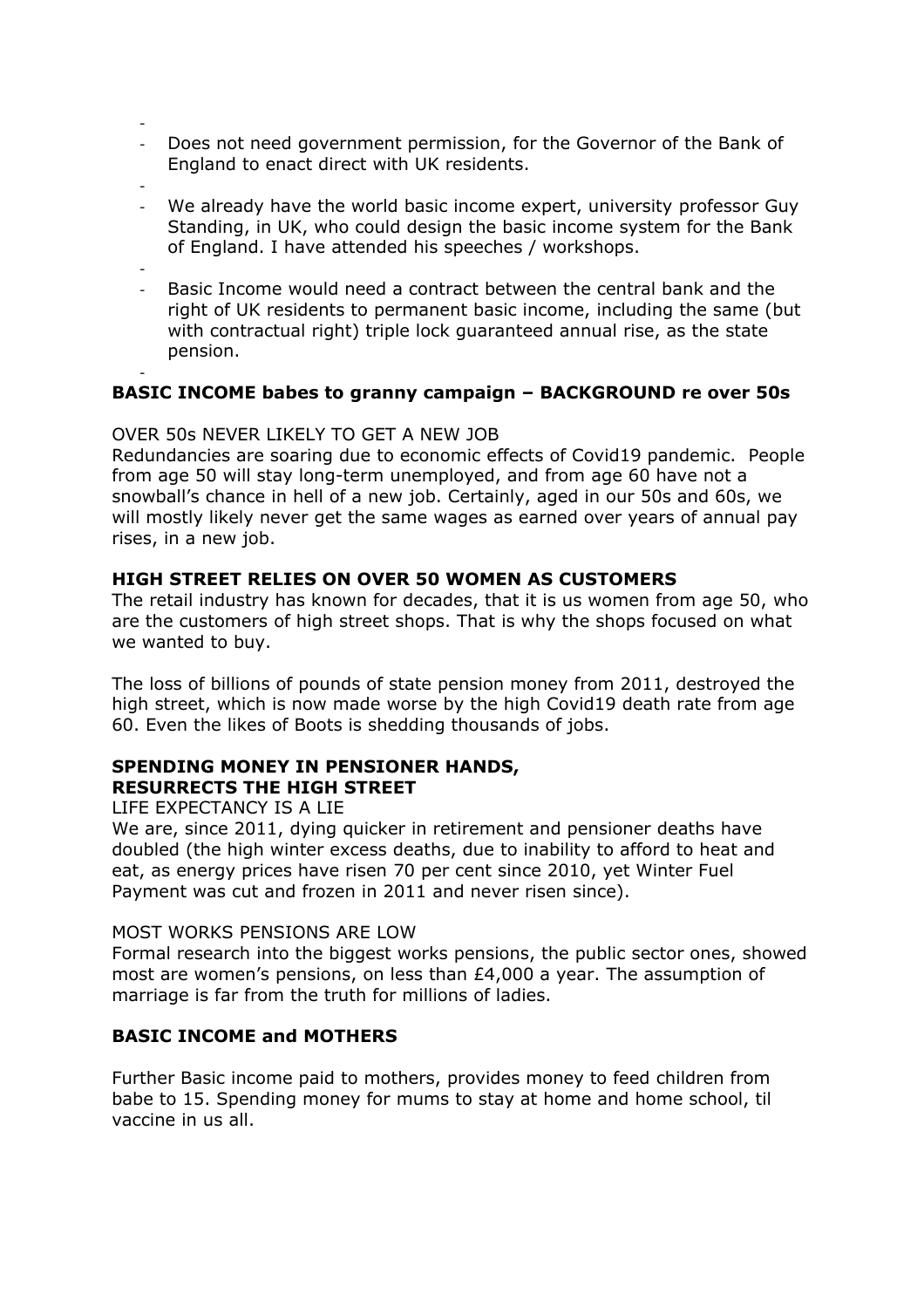- Does not need government permission, for the Governor of the Bank of England to enact direct with UK residents.

- We already have the world basic income expert, university professor Guy Standing, in UK, who could design the basic income system for the Bank of England. I have attended his speeches / workshops.

- Basic Income would need a contract between the central bank and the right of UK residents to permanent basic income, including the same (but with contractual right) triple lock guaranteed annual rise, as the state pension.

**BASIC INCOME babes to granny campaign – BACKGROUND re over 50s**

OVER 50s NEVER LIKELY TO GET A NEW JOB

Redundancies are soaring due to economic effects of Covid19 pandemic. People from age 50 will stay long-term unemployed, and from age 60 have not a snowball's chance in hell of a new job. Certainly, aged in our 50s and 60s, we will mostly likely never get the same wages as earned over years of annual pay rises, in a new job.

**HIGH STREET RELIES ON OVER 50 WOMEN AS CUSTOMERS**

The retail industry has known for decades, that it is us women from age 50, who are the customers of high street shops. That is why the shops focused on what we wanted to buy.

The loss of billions of pounds of state pension money from 2011, destroyed the high street, which is now made worse by the high Covid19 death rate from age 60. Even the likes of Boots is shedding thousands of jobs.

**SPENDING MONEY IN PENSIONER HANDS,**
**RESURRECTS THE HIGH STREET**

LIFE EXPECTANCY IS A LIE

We are, since 2011, dying quicker in retirement and pensioner deaths have doubled (the high winter excess deaths, due to inability to afford to heat and eat, as energy prices have risen 70 per cent since 2010, yet Winter Fuel Payment was cut and frozen in 2011 and never risen since).

MOST WORKS PENSIONS ARE LOW

Formal research into the biggest works pensions, the public sector ones, showed most are women's pensions, on less than £4,000 a year. The assumption of marriage is far from the truth for millions of ladies.

**BASIC INCOME and MOTHERS**

Further Basic income paid to mothers, provides money to feed children from babe to 15. Spending money for mums to stay at home and home school, til vaccine in us all.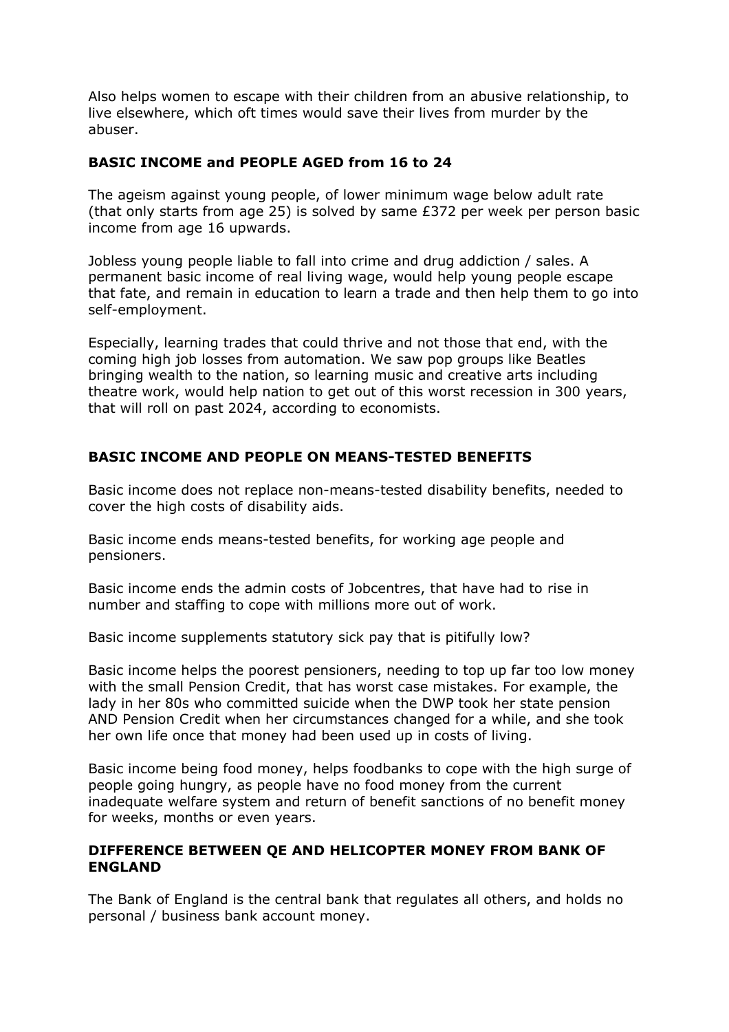Also helps women to escape with their children from an abusive relationship, to live elsewhere, which oft times would save their lives from murder by the abuser.

## BASIC INCOME and PEOPLE AGED from 16 to 24

The ageism against young people, of lower minimum wage below adult rate (that only starts from age 25) is solved by same £372 per week per person basic income from age 16 upwards.

Jobless young people liable to fall into crime and drug addiction / sales. A permanent basic income of real living wage, would help young people escape that fate, and remain in education to learn a trade and then help them to go into self-employment.

Especially, learning trades that could thrive and not those that end, with the coming high job losses from automation. We saw pop groups like Beatles bringing wealth to the nation, so learning music and creative arts including theatre work, would help nation to get out of this worst recession in 300 years, that will roll on past 2024, according to economists.

## BASIC INCOME AND PEOPLE ON MEANS-TESTED BENEFITS

Basic income does not replace non-means-tested disability benefits, needed to cover the high costs of disability aids.

Basic income ends means-tested benefits, for working age people and pensioners.

Basic income ends the admin costs of Jobcentres, that have had to rise in number and staffing to cope with millions more out of work.

Basic income supplements statutory sick pay that is pitifully low?

Basic income helps the poorest pensioners, needing to top up far too low money with the small Pension Credit, that has worst case mistakes. For example, the lady in her 80s who committed suicide when the DWP took her state pension AND Pension Credit when her circumstances changed for a while, and she took her own life once that money had been used up in costs of living.

Basic income being food money, helps foodbanks to cope with the high surge of people going hungry, as people have no food money from the current inadequate welfare system and return of benefit sanctions of no benefit money for weeks, months or even years.

## DIFFERENCE BETWEEN QE AND HELICOPTER MONEY FROM BANK OF ENGLAND

The Bank of England is the central bank that regulates all others, and holds no personal / business bank account money.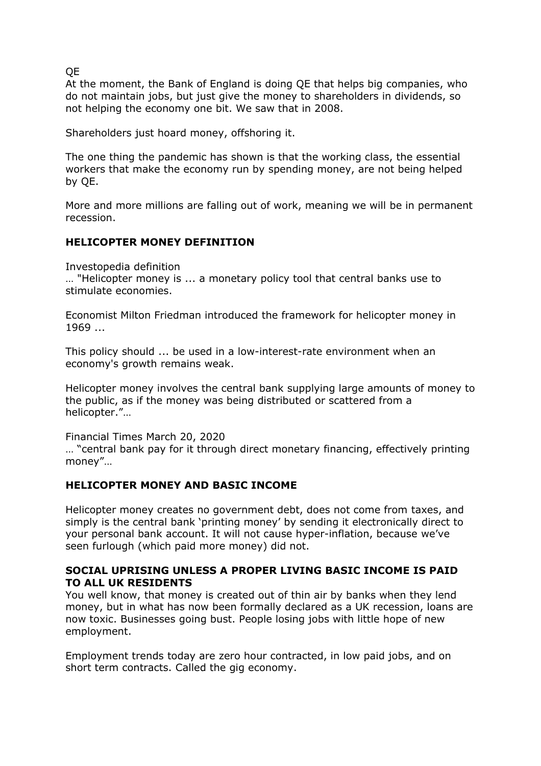QE

At the moment, the Bank of England is doing QE that helps big companies, who do not maintain jobs, but just give the money to shareholders in dividends, so not helping the economy one bit. We saw that in 2008.

Shareholders just hoard money, offshoring it.

The one thing the pandemic has shown is that the working class, the essential workers that make the economy run by spending money, are not being helped by QE.

More and more millions are falling out of work, meaning we will be in permanent recession.

## HELICOPTER MONEY DEFINITION

Investopedia definition

… "Helicopter money is ... a monetary policy tool that central banks use to stimulate economies.

Economist Milton Friedman introduced the framework for helicopter money in 1969 ...

This policy should ... be used in a low-interest-rate environment when an economy's growth remains weak.

Helicopter money involves the central bank supplying large amounts of money to the public, as if the money was being distributed or scattered from a helicopter."…

Financial Times March 20, 2020

… "central bank pay for it through direct monetary financing, effectively printing money"…

## HELICOPTER MONEY AND BASIC INCOME

Helicopter money creates no government debt, does not come from taxes, and simply is the central bank 'printing money' by sending it electronically direct to your personal bank account. It will not cause hyper-inflation, because we've seen furlough (which paid more money) did not.

## SOCIAL UPRISING UNLESS A PROPER LIVING BASIC INCOME IS PAID TO ALL UK RESIDENTS

You well know, that money is created out of thin air by banks when they lend money, but in what has now been formally declared as a UK recession, loans are now toxic. Businesses going bust. People losing jobs with little hope of new employment.

Employment trends today are zero hour contracted, in low paid jobs, and on short term contracts. Called the gig economy.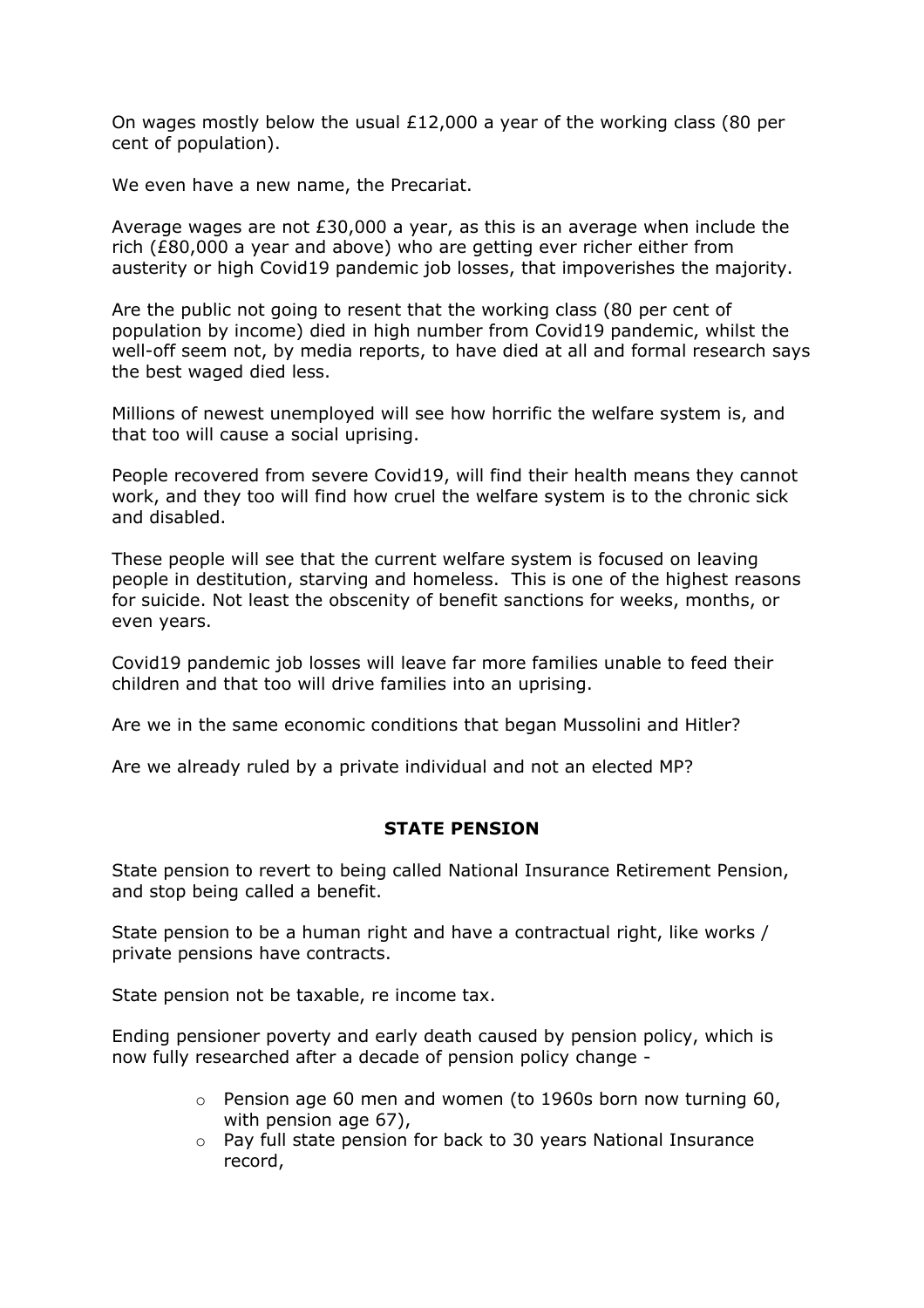On wages mostly below the usual £12,000 a year of the working class (80 per cent of population).

We even have a new name, the Precariat.

Average wages are not £30,000 a year, as this is an average when include the rich (£80,000 a year and above) who are getting ever richer either from austerity or high Covid19 pandemic job losses, that impoverishes the majority.

Are the public not going to resent that the working class (80 per cent of population by income) died in high number from Covid19 pandemic, whilst the well-off seem not, by media reports, to have died at all and formal research says the best waged died less.

Millions of newest unemployed will see how horrific the welfare system is, and that too will cause a social uprising.

People recovered from severe Covid19, will find their health means they cannot work, and they too will find how cruel the welfare system is to the chronic sick and disabled.

These people will see that the current welfare system is focused on leaving people in destitution, starving and homeless. This is one of the highest reasons for suicide. Not least the obscenity of benefit sanctions for weeks, months, or even years.

Covid19 pandemic job losses will leave far more families unable to feed their children and that too will drive families into an uprising.

Are we in the same economic conditions that began Mussolini and Hitler?

Are we already ruled by a private individual and not an elected MP?

**STATE PENSION**

State pension to revert to being called National Insurance Retirement Pension, and stop being called a benefit.

State pension to be a human right and have a contractual right, like works / private pensions have contracts.

State pension not be taxable, re income tax.

Ending pensioner poverty and early death caused by pension policy, which is now fully researched after a decade of pension policy change -

- Pension age 60 men and women (to 1960s born now turning 60, with pension age 67),
- Pay full state pension for back to 30 years National Insurance record,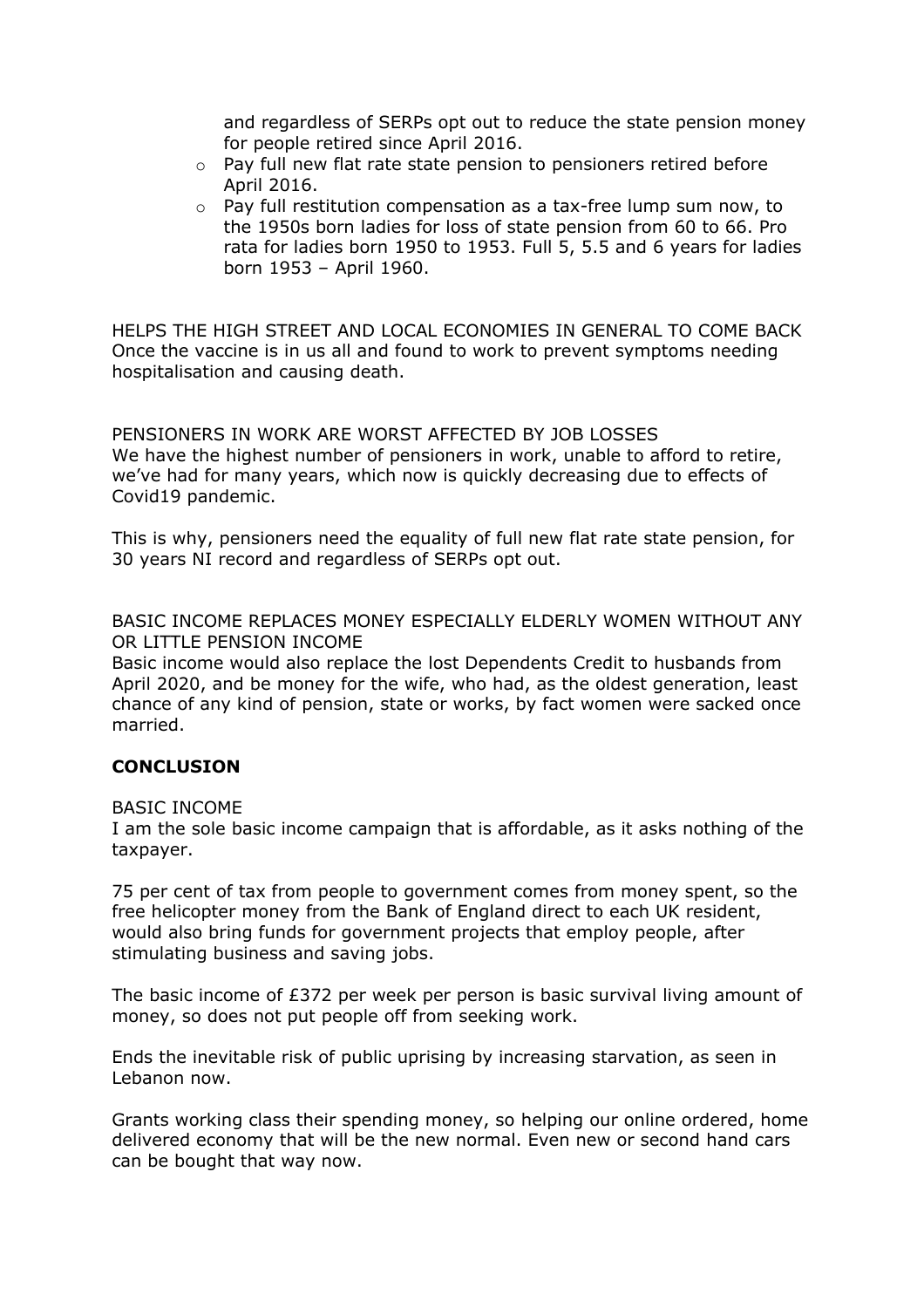and regardless of SERPs opt out to reduce the state pension money for people retired since April 2016.

- Pay full new flat rate state pension to pensioners retired before April 2016.
- Pay full restitution compensation as a tax-free lump sum now, to the 1950s born ladies for loss of state pension from 60 to 66. Pro rata for ladies born 1950 to 1953. Full 5, 5.5 and 6 years for ladies born 1953 – April 1960.

HELPS THE HIGH STREET AND LOCAL ECONOMIES IN GENERAL TO COME BACK
Once the vaccine is in us all and found to work to prevent symptoms needing hospitalisation and causing death.

PENSIONERS IN WORK ARE WORST AFFECTED BY JOB LOSSES
We have the highest number of pensioners in work, unable to afford to retire, we've had for many years, which now is quickly decreasing due to effects of Covid19 pandemic.

This is why, pensioners need the equality of full new flat rate state pension, for 30 years NI record and regardless of SERPs opt out.

BASIC INCOME REPLACES MONEY ESPECIALLY ELDERLY WOMEN WITHOUT ANY OR LITTLE PENSION INCOME
Basic income would also replace the lost Dependents Credit to husbands from April 2020, and be money for the wife, who had, as the oldest generation, least chance of any kind of pension, state or works, by fact women were sacked once married.

**CONCLUSION**

BASIC INCOME
I am the sole basic income campaign that is affordable, as it asks nothing of the taxpayer.

75 per cent of tax from people to government comes from money spent, so the free helicopter money from the Bank of England direct to each UK resident, would also bring funds for government projects that employ people, after stimulating business and saving jobs.

The basic income of £372 per week per person is basic survival living amount of money, so does not put people off from seeking work.

Ends the inevitable risk of public uprising by increasing starvation, as seen in Lebanon now.

Grants working class their spending money, so helping our online ordered, home delivered economy that will be the new normal. Even new or second hand cars can be bought that way now.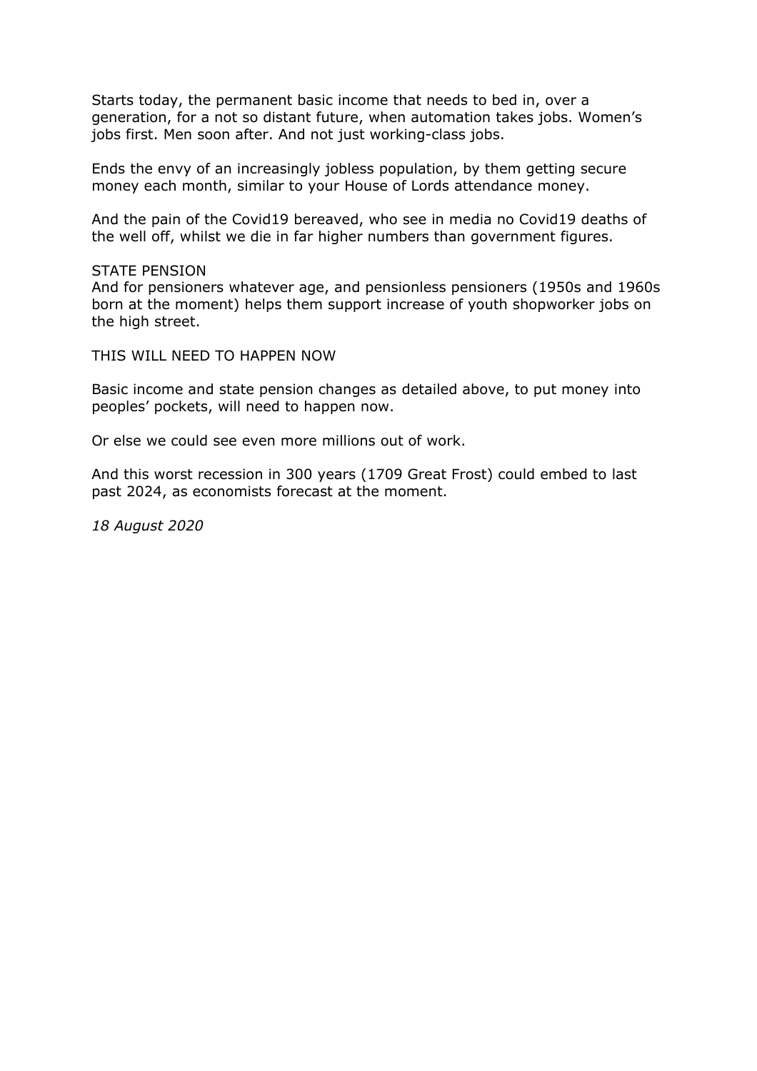Starts today, the permanent basic income that needs to bed in, over a generation, for a not so distant future, when automation takes jobs. Women's jobs first. Men soon after. And not just working-class jobs.

Ends the envy of an increasingly jobless population, by them getting secure money each month, similar to your House of Lords attendance money.

And the pain of the Covid19 bereaved, who see in media no Covid19 deaths of the well off, whilst we die in far higher numbers than government figures.

STATE PENSION

And for pensioners whatever age, and pensionless pensioners (1950s and 1960s born at the moment) helps them support increase of youth shopworker jobs on the high street.

THIS WILL NEED TO HAPPEN NOW

Basic income and state pension changes as detailed above, to put money into peoples' pockets, will need to happen now.

Or else we could see even more millions out of work.

And this worst recession in 300 years (1709 Great Frost) could embed to last past 2024, as economists forecast at the moment.

*18 August 2020*